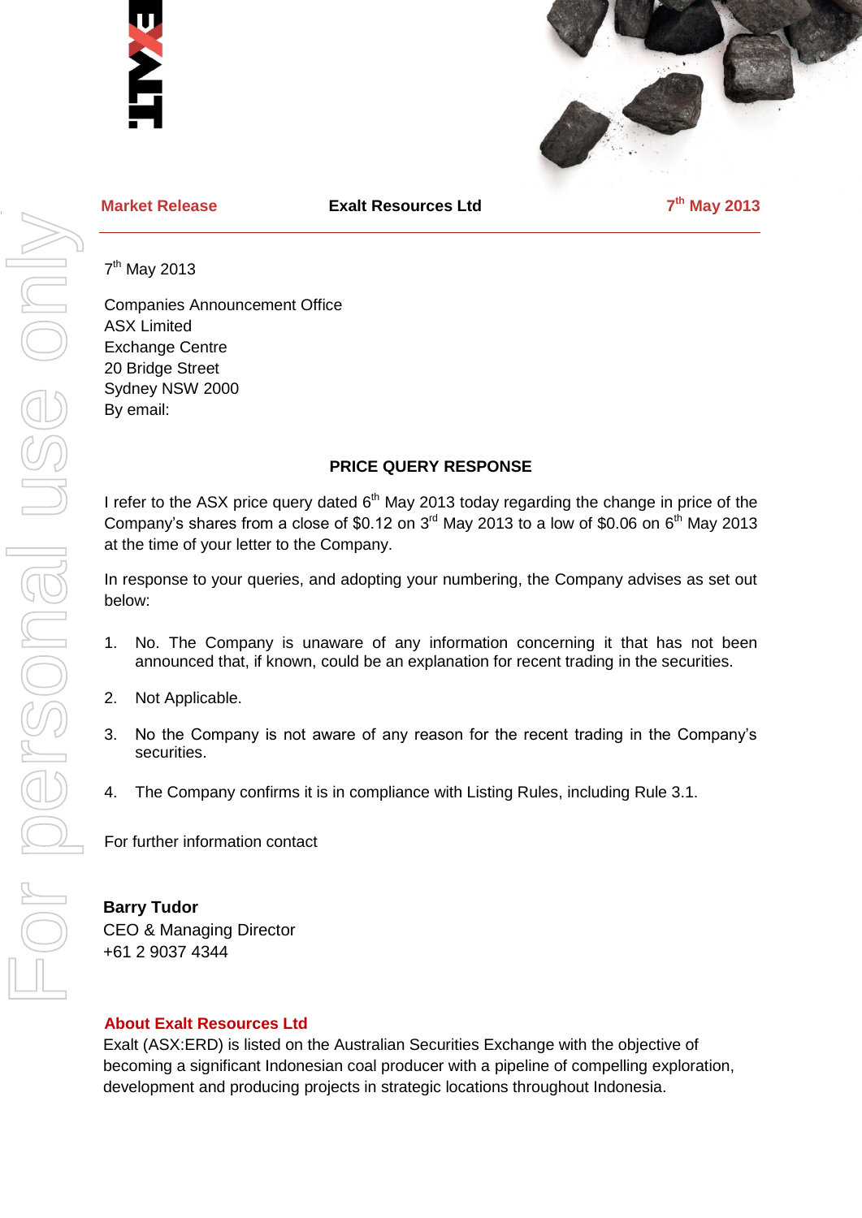**Market Release** **Exalt Resources Ltd** **7th May 2013**

7th May 2013

Companies Announcement Office
ASX Limited
Exchange Centre
20 Bridge Street
Sydney NSW 2000
By email:

**PRICE QUERY RESPONSE**

I refer to the ASX price query dated 6th May 2013 today regarding the change in price of the Company's shares from a close of $0.12 on 3rd May 2013 to a low of $0.06 on 6th May 2013 at the time of your letter to the Company.

In response to your queries, and adopting your numbering, the Company advises as set out below:

1. No. The Company is unaware of any information concerning it that has not been announced that, if known, could be an explanation for recent trading in the securities.

2. Not Applicable.

3. No the Company is not aware of any reason for the recent trading in the Company's securities.

4. The Company confirms it is in compliance with Listing Rules, including Rule 3.1.

For further information contact

**Barry Tudor**
CEO & Managing Director
+61 2 9037 4344

**About Exalt Resources Ltd**

Exalt (ASX:ERD) is listed on the Australian Securities Exchange with the objective of becoming a significant Indonesian coal producer with a pipeline of compelling exploration, development and producing projects in strategic locations throughout Indonesia.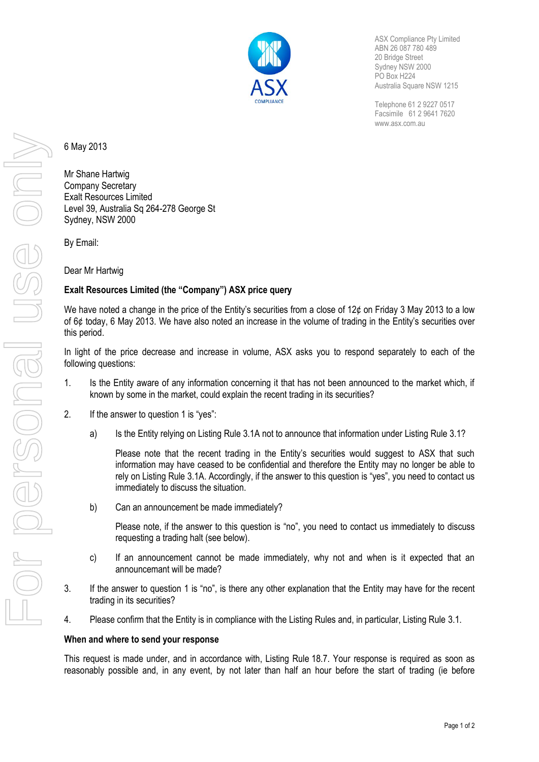ASX Compliance Pty Limited
ABN 26 087 780 489
20 Bridge Street
Sydney NSW 2000
PO Box H224
Australia Square NSW 1215

Telephone 61 2 9227 0517
Facsimile 61 2 9641 7620
www.asx.com.au

6 May 2013

Mr Shane Hartwig
Company Secretary
Exalt Resources Limited
Level 39, Australia Sq 264-278 George St
Sydney, NSW 2000

By Email:

Dear Mr Hartwig

**Exalt Resources Limited (the "Company") ASX price query**

We have noted a change in the price of the Entity's securities from a close of 12¢ on Friday 3 May 2013 to a low of 6¢ today, 6 May 2013. We have also noted an increase in the volume of trading in the Entity's securities over this period.

In light of the price decrease and increase in volume, ASX asks you to respond separately to each of the following questions:

1. Is the Entity aware of any information concerning it that has not been announced to the market which, if known by some in the market, could explain the recent trading in its securities?

2. If the answer to question 1 is "yes":

   a) Is the Entity relying on Listing Rule 3.1A not to announce that information under Listing Rule 3.1?

      Please note that the recent trading in the Entity's securities would suggest to ASX that such information may have ceased to be confidential and therefore the Entity may no longer be able to rely on Listing Rule 3.1A. Accordingly, if the answer to this question is "yes", you need to contact us immediately to discuss the situation.

   b) Can an announcement be made immediately?

      Please note, if the answer to this question is "no", you need to contact us immediately to discuss requesting a trading halt (see below).

   c) If an announcement cannot be made immediately, why not and when is it expected that an announcemant will be made?

3. If the answer to question 1 is "no", is there any other explanation that the Entity may have for the recent trading in its securities?

4. Please confirm that the Entity is in compliance with the Listing Rules and, in particular, Listing Rule 3.1.

**When and where to send your response**

This request is made under, and in accordance with, Listing Rule 18.7. Your response is required as soon as reasonably possible and, in any event, by not later than half an hour before the start of trading (ie before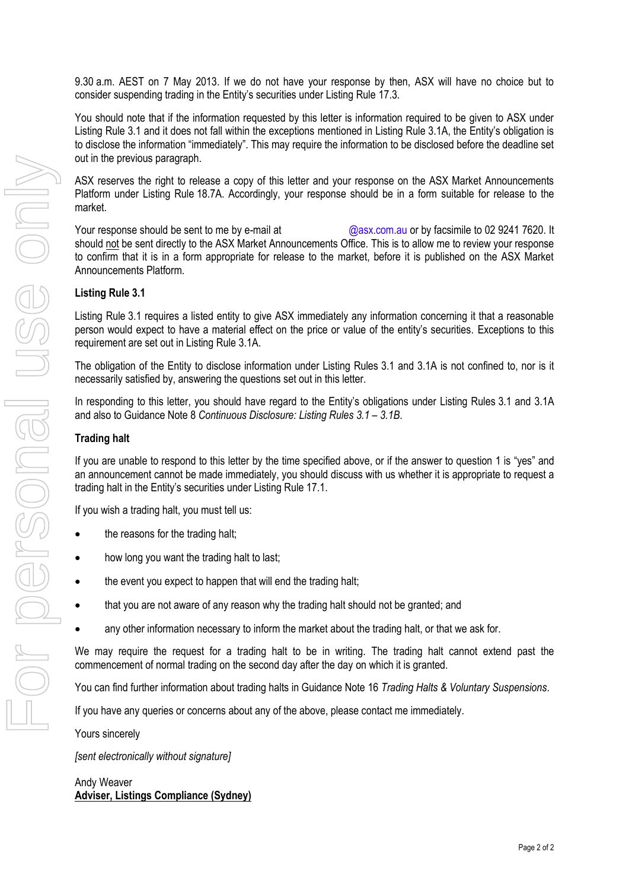9.30 a.m. AEST on 7 May 2013. If we do not have your response by then, ASX will have no choice but to consider suspending trading in the Entity's securities under Listing Rule 17.3.

You should note that if the information requested by this letter is information required to be given to ASX under Listing Rule 3.1 and it does not fall within the exceptions mentioned in Listing Rule 3.1A, the Entity's obligation is to disclose the information "immediately". This may require the information to be disclosed before the deadline set out in the previous paragraph.

ASX reserves the right to release a copy of this letter and your response on the ASX Market Announcements Platform under Listing Rule 18.7A. Accordingly, your response should be in a form suitable for release to the market.

Your response should be sent to me by e-mail at @asx.com.au or by facsimile to 02 9241 7620. It should not be sent directly to the ASX Market Announcements Office. This is to allow me to review your response to confirm that it is in a form appropriate for release to the market, before it is published on the ASX Market Announcements Platform.

**Listing Rule 3.1**

Listing Rule 3.1 requires a listed entity to give ASX immediately any information concerning it that a reasonable person would expect to have a material effect on the price or value of the entity's securities. Exceptions to this requirement are set out in Listing Rule 3.1A.

The obligation of the Entity to disclose information under Listing Rules 3.1 and 3.1A is not confined to, nor is it necessarily satisfied by, answering the questions set out in this letter.

In responding to this letter, you should have regard to the Entity's obligations under Listing Rules 3.1 and 3.1A and also to Guidance Note 8 *Continuous Disclosure: Listing Rules 3.1 – 3.1B*.

**Trading halt**

If you are unable to respond to this letter by the time specified above, or if the answer to question 1 is "yes" and an announcement cannot be made immediately, you should discuss with us whether it is appropriate to request a trading halt in the Entity's securities under Listing Rule 17.1.

If you wish a trading halt, you must tell us:

- the reasons for the trading halt;
- how long you want the trading halt to last;
- the event you expect to happen that will end the trading halt;
- that you are not aware of any reason why the trading halt should not be granted; and
- any other information necessary to inform the market about the trading halt, or that we ask for.

We may require the request for a trading halt to be in writing. The trading halt cannot extend past the commencement of normal trading on the second day after the day on which it is granted.

You can find further information about trading halts in Guidance Note 16 *Trading Halts & Voluntary Suspensions*.

If you have any queries or concerns about any of the above, please contact me immediately.

Yours sincerely

*[sent electronically without signature]*

Andy Weaver
**Adviser, Listings Compliance (Sydney)**